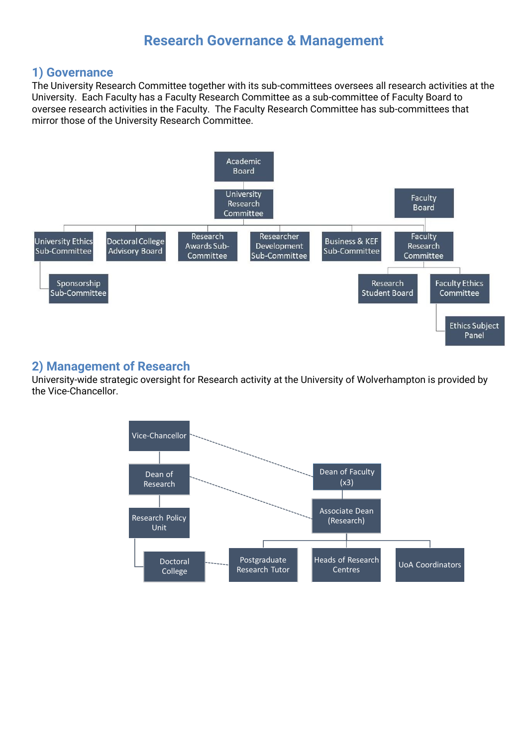# Research Governance & Management

## 1) Governance

The University Research Committee together with its sub-committees oversees all research activities at the University. Each Faculty has a Faculty Research Committee as a sub-committee of Faculty Board to oversee research activities in the Faculty. The Faculty Research Committee has sub-committees that mirror those of the University Research Committee.

- Academic Board
  - University Research Committee
    - University Ethics Sub-Committee
      - Sponsorship Sub-Committee
    - Doctoral College Advisory Board
    - Research Awards Sub-Committee
    - Researcher Development Sub-Committee
    - Business & KEF Sub-Committee
    - Faculty Research Committee
- Faculty Board
  - Faculty Research Committee
    - Research Student Board
    - Faculty Ethics Committee
      - Ethics Subject Panel

## 2) Management of Research

University-wide strategic oversight for Research activity at the University of Wolverhampton is provided by the Vice-Chancellor.

- Vice-Chancellor (dotted line to Dean of Faculty (x3))
  - Dean of Research (dotted line to Associate Dean (Research))
    - Research Policy Unit
      - Doctoral College (dotted line to Postgraduate Research Tutor)
- Dean of Faculty (x3)
  - Associate Dean (Research)
    - Postgraduate Research Tutor
    - Heads of Research Centres
    - UoA Coordinators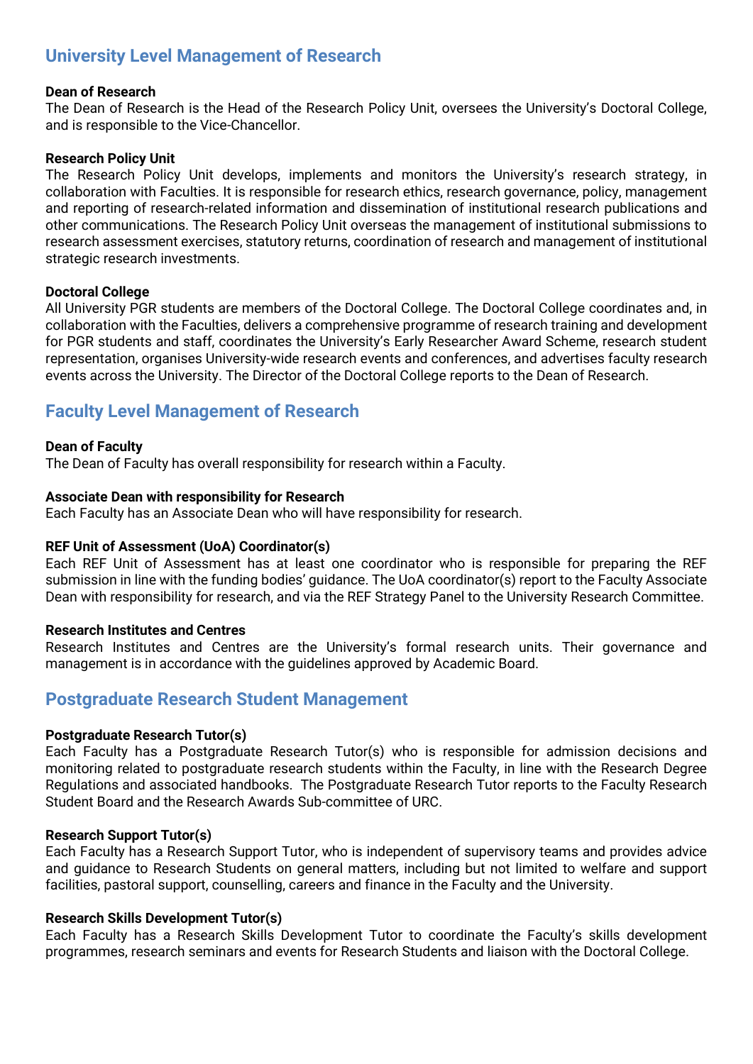## University Level Management of Research

**Dean of Research**
The Dean of Research is the Head of the Research Policy Unit, oversees the University's Doctoral College, and is responsible to the Vice-Chancellor.

**Research Policy Unit**
The Research Policy Unit develops, implements and monitors the University's research strategy, in collaboration with Faculties. It is responsible for research ethics, research governance, policy, management and reporting of research-related information and dissemination of institutional research publications and other communications. The Research Policy Unit overseas the management of institutional submissions to research assessment exercises, statutory returns, coordination of research and management of institutional strategic research investments.

**Doctoral College**
All University PGR students are members of the Doctoral College. The Doctoral College coordinates and, in collaboration with the Faculties, delivers a comprehensive programme of research training and development for PGR students and staff, coordinates the University's Early Researcher Award Scheme, research student representation, organises University-wide research events and conferences, and advertises faculty research events across the University. The Director of the Doctoral College reports to the Dean of Research.

## Faculty Level Management of Research

**Dean of Faculty**
The Dean of Faculty has overall responsibility for research within a Faculty.

**Associate Dean with responsibility for Research**
Each Faculty has an Associate Dean who will have responsibility for research.

**REF Unit of Assessment (UoA) Coordinator(s)**
Each REF Unit of Assessment has at least one coordinator who is responsible for preparing the REF submission in line with the funding bodies' guidance. The UoA coordinator(s) report to the Faculty Associate Dean with responsibility for research, and via the REF Strategy Panel to the University Research Committee.

**Research Institutes and Centres**
Research Institutes and Centres are the University's formal research units. Their governance and management is in accordance with the guidelines approved by Academic Board.

## Postgraduate Research Student Management

**Postgraduate Research Tutor(s)**
Each Faculty has a Postgraduate Research Tutor(s) who is responsible for admission decisions and monitoring related to postgraduate research students within the Faculty, in line with the Research Degree Regulations and associated handbooks. The Postgraduate Research Tutor reports to the Faculty Research Student Board and the Research Awards Sub-committee of URC.

**Research Support Tutor(s)**
Each Faculty has a Research Support Tutor, who is independent of supervisory teams and provides advice and guidance to Research Students on general matters, including but not limited to welfare and support facilities, pastoral support, counselling, careers and finance in the Faculty and the University.

**Research Skills Development Tutor(s)**
Each Faculty has a Research Skills Development Tutor to coordinate the Faculty's skills development programmes, research seminars and events for Research Students and liaison with the Doctoral College.